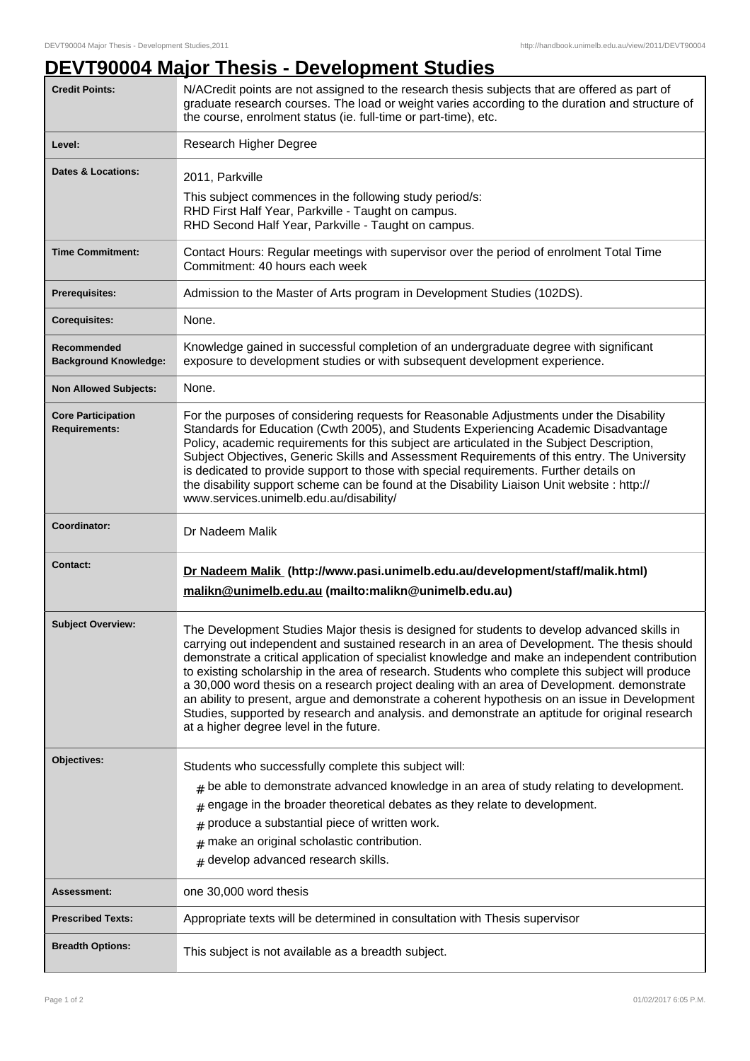# DEVT90004 Major Thesis - Development Studies

| | |
|---|---|
| **Credit Points:** | N/ACredit points are not assigned to the research thesis subjects that are offered as part of graduate research courses. The load or weight varies according to the duration and structure of the course, enrolment status (ie. full-time or part-time), etc. |
| **Level:** | Research Higher Degree |
| **Dates & Locations:** | 2011, Parkville<br>This subject commences in the following study period/s:<br>RHD First Half Year, Parkville - Taught on campus.<br>RHD Second Half Year, Parkville - Taught on campus. |
| **Time Commitment:** | Contact Hours: Regular meetings with supervisor over the period of enrolment Total Time Commitment: 40 hours each week |
| **Prerequisites:** | Admission to the Master of Arts program in Development Studies (102DS). |
| **Corequisites:** | None. |
| **Recommended Background Knowledge:** | Knowledge gained in successful completion of an undergraduate degree with significant exposure to development studies or with subsequent development experience. |
| **Non Allowed Subjects:** | None. |
| **Core Participation Requirements:** | For the purposes of considering requests for Reasonable Adjustments under the Disability Standards for Education (Cwth 2005), and Students Experiencing Academic Disadvantage Policy, academic requirements for this subject are articulated in the Subject Description, Subject Objectives, Generic Skills and Assessment Requirements of this entry. The University is dedicated to provide support to those with special requirements. Further details on the disability support scheme can be found at the Disability Liaison Unit website : http://www.services.unimelb.edu.au/disability/ |
| **Coordinator:** | Dr Nadeem Malik |
| **Contact:** | **Dr Nadeem Malik (http://www.pasi.unimelb.edu.au/development/staff/malik.html)**<br>**malikn@unimelb.edu.au (mailto:malikn@unimelb.edu.au)** |
| **Subject Overview:** | The Development Studies Major thesis is designed for students to develop advanced skills in carrying out independent and sustained research in an area of Development. The thesis should demonstrate a critical application of specialist knowledge and make an independent contribution to existing scholarship in the area of research. Students who complete this subject will produce a 30,000 word thesis on a research project dealing with an area of Development. demonstrate an ability to present, argue and demonstrate a coherent hypothesis on an issue in Development Studies, supported by research and analysis. and demonstrate an aptitude for original research at a higher degree level in the future. |
| **Objectives:** | Students who successfully complete this subject will:<br># be able to demonstrate advanced knowledge in an area of study relating to development.<br># engage in the broader theoretical debates as they relate to development.<br># produce a substantial piece of written work.<br># make an original scholastic contribution.<br># develop advanced research skills. |
| **Assessment:** | one 30,000 word thesis |
| **Prescribed Texts:** | Appropriate texts will be determined in consultation with Thesis supervisor |
| **Breadth Options:** | This subject is not available as a breadth subject. |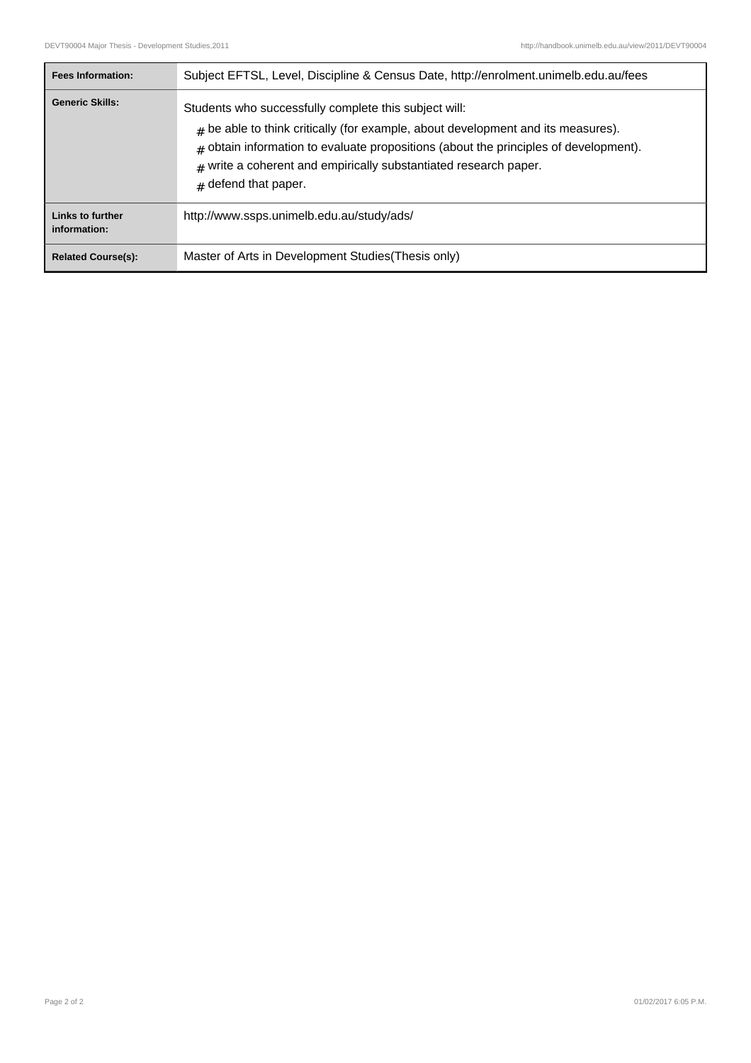| | |
|---|---|
| **Fees Information:** | Subject EFTSL, Level, Discipline & Census Date, http://enrolment.unimelb.edu.au/fees |
| **Generic Skills:** | Students who successfully complete this subject will:<br># be able to think critically (for example, about development and its measures).<br># obtain information to evaluate propositions (about the principles of development).<br># write a coherent and empirically substantiated research paper.<br># defend that paper. |
| **Links to further information:** | http://www.ssps.unimelb.edu.au/study/ads/ |
| **Related Course(s):** | Master of Arts in Development Studies(Thesis only) |